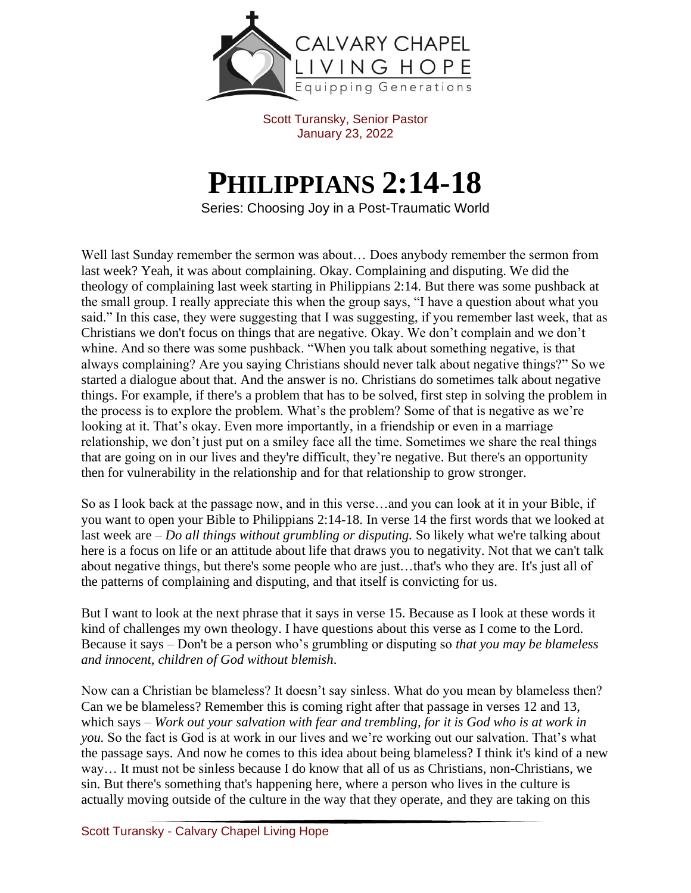CALVARY CHAPEL
LIVING HOPE
Equipping Generations

Scott Turansky, Senior Pastor
January 23, 2022

# PHILIPPIANS 2:14-18

Series: Choosing Joy in a Post-Traumatic World

Well last Sunday remember the sermon was about… Does anybody remember the sermon from last week? Yeah, it was about complaining. Okay. Complaining and disputing. We did the theology of complaining last week starting in Philippians 2:14. But there was some pushback at the small group. I really appreciate this when the group says, "I have a question about what you said." In this case, they were suggesting that I was suggesting, if you remember last week, that as Christians we don't focus on things that are negative. Okay. We don't complain and we don't whine. And so there was some pushback. "When you talk about something negative, is that always complaining? Are you saying Christians should never talk about negative things?" So we started a dialogue about that. And the answer is no. Christians do sometimes talk about negative things. For example, if there's a problem that has to be solved, first step in solving the problem in the process is to explore the problem. What's the problem? Some of that is negative as we're looking at it. That's okay. Even more importantly, in a friendship or even in a marriage relationship, we don't just put on a smiley face all the time. Sometimes we share the real things that are going on in our lives and they're difficult, they're negative. But there's an opportunity then for vulnerability in the relationship and for that relationship to grow stronger.

So as I look back at the passage now, and in this verse…and you can look at it in your Bible, if you want to open your Bible to Philippians 2:14-18. In verse 14 the first words that we looked at last week are – *Do all things without grumbling or disputing.* So likely what we're talking about here is a focus on life or an attitude about life that draws you to negativity. Not that we can't talk about negative things, but there's some people who are just…that's who they are. It's just all of the patterns of complaining and disputing, and that itself is convicting for us.

But I want to look at the next phrase that it says in verse 15. Because as I look at these words it kind of challenges my own theology. I have questions about this verse as I come to the Lord. Because it says – Don't be a person who's grumbling or disputing so *that you may be blameless and innocent, children of God without blemish*.

Now can a Christian be blameless? It doesn't say sinless. What do you mean by blameless then? Can we be blameless? Remember this is coming right after that passage in verses 12 and 13, which says – *Work out your salvation with fear and trembling, for it is God who is at work in you.* So the fact is God is at work in our lives and we're working out our salvation. That's what the passage says. And now he comes to this idea about being blameless? I think it's kind of a new way… It must not be sinless because I do know that all of us as Christians, non-Christians, we sin. But there's something that's happening here, where a person who lives in the culture is actually moving outside of the culture in the way that they operate, and they are taking on this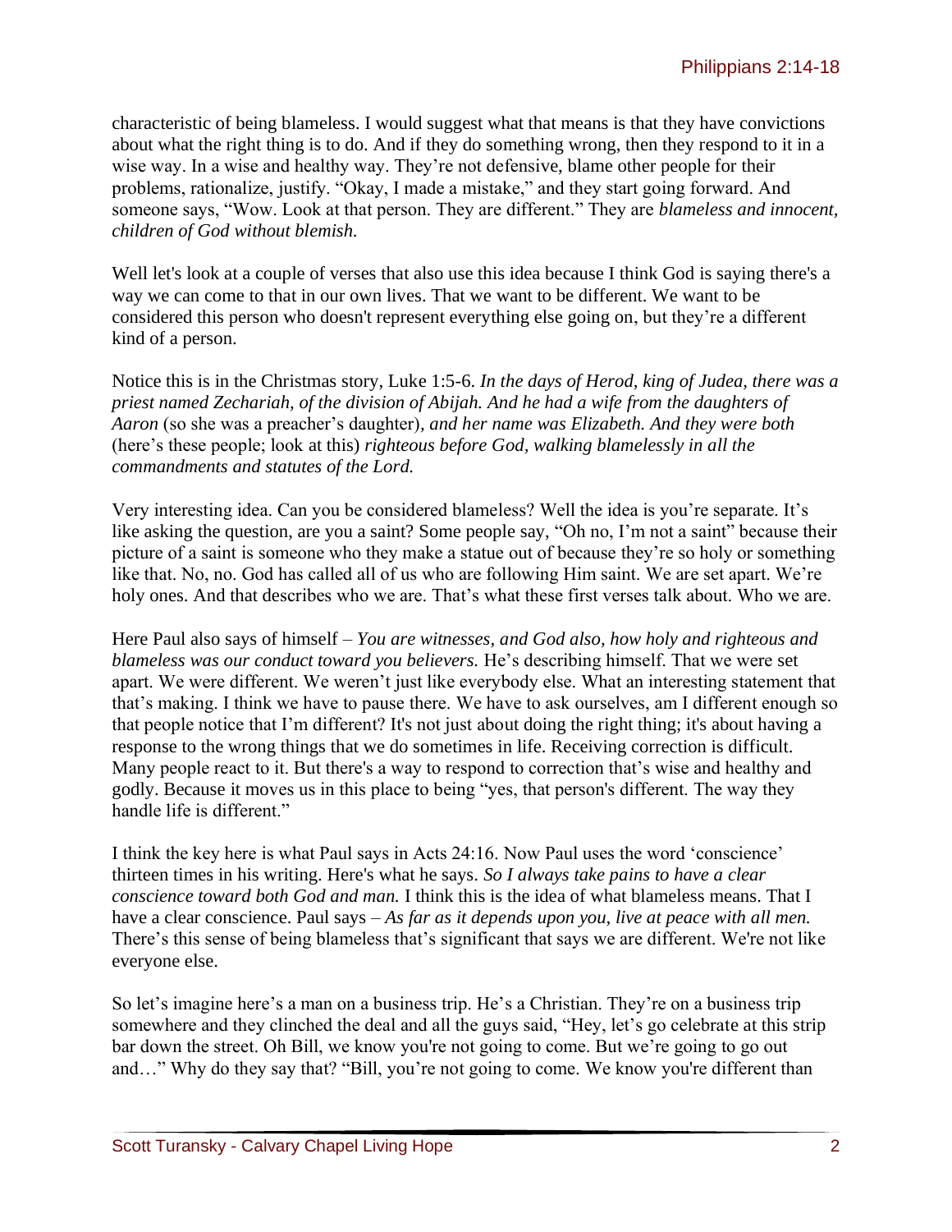characteristic of being blameless. I would suggest what that means is that they have convictions about what the right thing is to do. And if they do something wrong, then they respond to it in a wise way. In a wise and healthy way. They're not defensive, blame other people for their problems, rationalize, justify. "Okay, I made a mistake," and they start going forward. And someone says, "Wow. Look at that person. They are different." They are *blameless and innocent, children of God without blemish.*

Well let's look at a couple of verses that also use this idea because I think God is saying there's a way we can come to that in our own lives. That we want to be different. We want to be considered this person who doesn't represent everything else going on, but they're a different kind of a person.

Notice this is in the Christmas story, Luke 1:5-6. *In the days of Herod, king of Judea, there was a priest named Zechariah, of the division of Abijah. And he had a wife from the daughters of Aaron* (so she was a preacher's daughter)*, and her name was Elizabeth. And they were both* (here's these people; look at this) *righteous before God, walking blamelessly in all the commandments and statutes of the Lord.*

Very interesting idea. Can you be considered blameless? Well the idea is you're separate. It's like asking the question, are you a saint? Some people say, "Oh no, I'm not a saint" because their picture of a saint is someone who they make a statue out of because they're so holy or something like that. No, no. God has called all of us who are following Him saint. We are set apart. We're holy ones. And that describes who we are. That's what these first verses talk about. Who we are.

Here Paul also says of himself – *You are witnesses, and God also, how holy and righteous and blameless was our conduct toward you believers.* He's describing himself. That we were set apart. We were different. We weren't just like everybody else. What an interesting statement that that's making. I think we have to pause there. We have to ask ourselves, am I different enough so that people notice that I'm different? It's not just about doing the right thing; it's about having a response to the wrong things that we do sometimes in life. Receiving correction is difficult. Many people react to it. But there's a way to respond to correction that's wise and healthy and godly. Because it moves us in this place to being "yes, that person's different. The way they handle life is different."

I think the key here is what Paul says in Acts 24:16. Now Paul uses the word 'conscience' thirteen times in his writing. Here's what he says. *So I always take pains to have a clear conscience toward both God and man.* I think this is the idea of what blameless means. That I have a clear conscience. Paul says – *As far as it depends upon you, live at peace with all men.* There's this sense of being blameless that's significant that says we are different. We're not like everyone else.

So let's imagine here's a man on a business trip. He's a Christian. They're on a business trip somewhere and they clinched the deal and all the guys said, "Hey, let's go celebrate at this strip bar down the street. Oh Bill, we know you're not going to come. But we're going to go out and…" Why do they say that? "Bill, you're not going to come. We know you're different than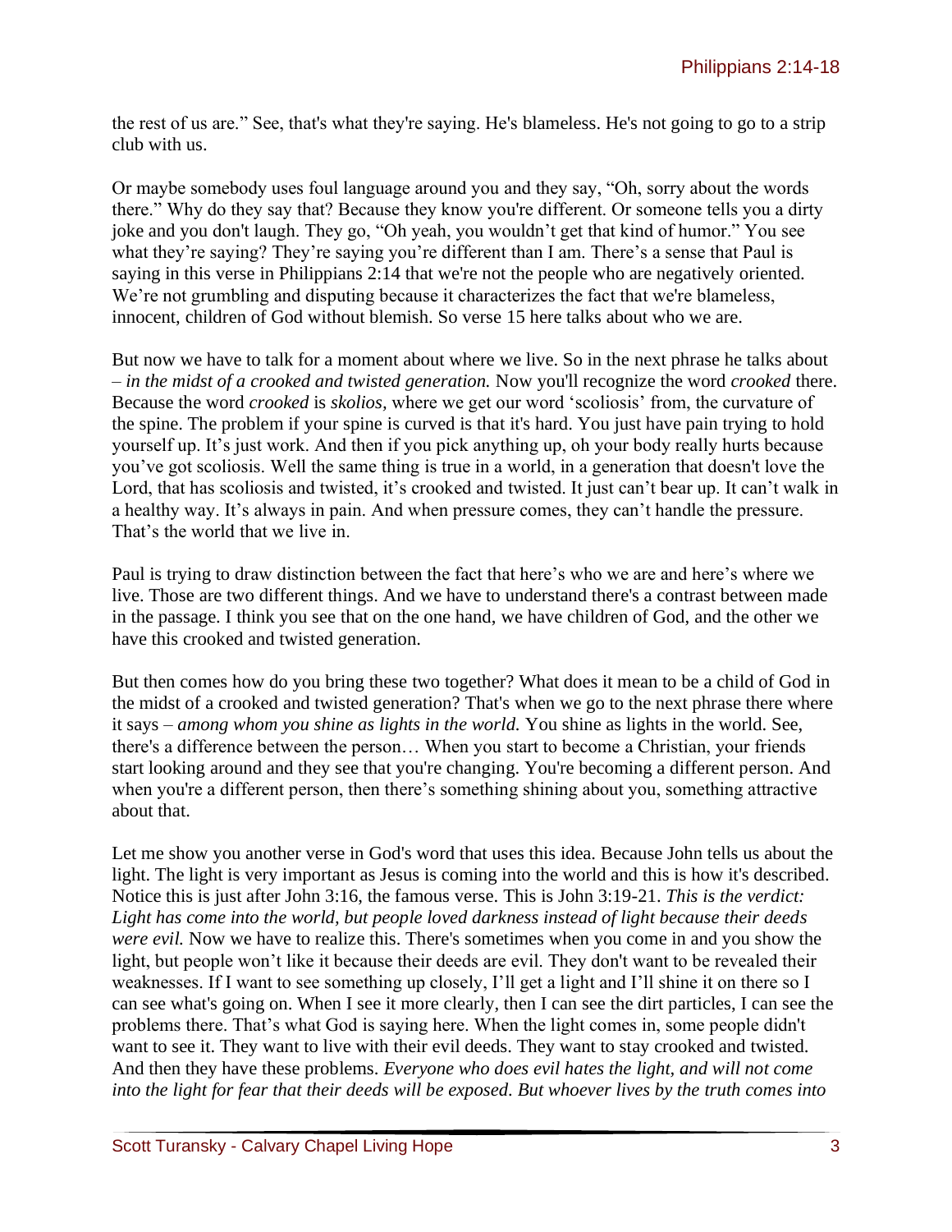the rest of us are." See, that's what they're saying. He's blameless. He's not going to go to a strip club with us.

Or maybe somebody uses foul language around you and they say, "Oh, sorry about the words there." Why do they say that? Because they know you're different. Or someone tells you a dirty joke and you don't laugh. They go, "Oh yeah, you wouldn't get that kind of humor." You see what they're saying? They're saying you're different than I am. There's a sense that Paul is saying in this verse in Philippians 2:14 that we're not the people who are negatively oriented. We're not grumbling and disputing because it characterizes the fact that we're blameless, innocent, children of God without blemish. So verse 15 here talks about who we are.

But now we have to talk for a moment about where we live. So in the next phrase he talks about – *in the midst of a crooked and twisted generation.* Now you'll recognize the word *crooked* there. Because the word *crooked* is *skolios,* where we get our word 'scoliosis' from, the curvature of the spine. The problem if your spine is curved is that it's hard. You just have pain trying to hold yourself up. It's just work. And then if you pick anything up, oh your body really hurts because you've got scoliosis. Well the same thing is true in a world, in a generation that doesn't love the Lord, that has scoliosis and twisted, it's crooked and twisted. It just can't bear up. It can't walk in a healthy way. It's always in pain. And when pressure comes, they can't handle the pressure. That's the world that we live in.

Paul is trying to draw distinction between the fact that here's who we are and here's where we live. Those are two different things. And we have to understand there's a contrast between made in the passage. I think you see that on the one hand, we have children of God, and the other we have this crooked and twisted generation.

But then comes how do you bring these two together? What does it mean to be a child of God in the midst of a crooked and twisted generation? That's when we go to the next phrase there where it says – *among whom you shine as lights in the world.* You shine as lights in the world. See, there's a difference between the person… When you start to become a Christian, your friends start looking around and they see that you're changing. You're becoming a different person. And when you're a different person, then there's something shining about you, something attractive about that.

Let me show you another verse in God's word that uses this idea. Because John tells us about the light. The light is very important as Jesus is coming into the world and this is how it's described. Notice this is just after John 3:16, the famous verse. This is John 3:19-21. *This is the verdict: Light has come into the world, but people loved darkness instead of light because their deeds were evil.* Now we have to realize this. There's sometimes when you come in and you show the light, but people won't like it because their deeds are evil. They don't want to be revealed their weaknesses. If I want to see something up closely, I'll get a light and I'll shine it on there so I can see what's going on. When I see it more clearly, then I can see the dirt particles, I can see the problems there. That's what God is saying here. When the light comes in, some people didn't want to see it. They want to live with their evil deeds. They want to stay crooked and twisted. And then they have these problems. *Everyone who does evil hates the light, and will not come into the light for fear that their deeds will be exposed. But whoever lives by the truth comes into*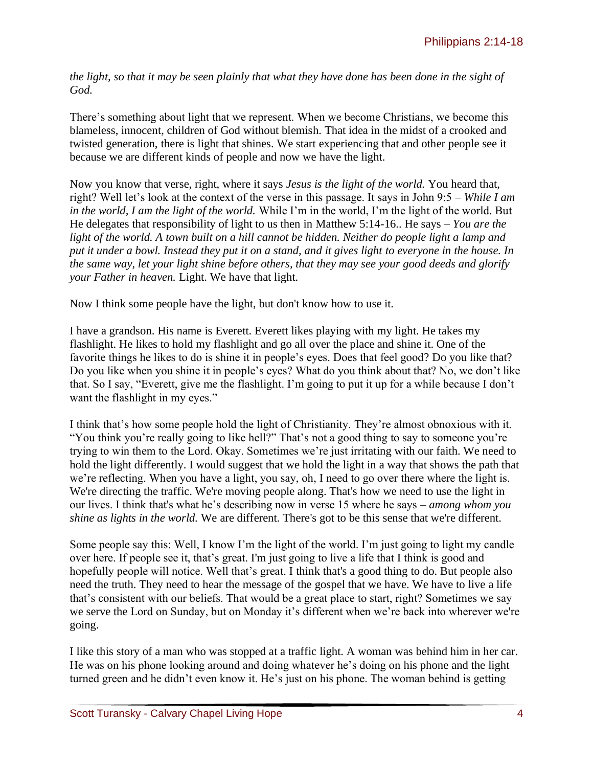*the light, so that it may be seen plainly that what they have done has been done in the sight of God.*

There's something about light that we represent. When we become Christians, we become this blameless, innocent, children of God without blemish. That idea in the midst of a crooked and twisted generation, there is light that shines. We start experiencing that and other people see it because we are different kinds of people and now we have the light.

Now you know that verse, right, where it says *Jesus is the light of the world.* You heard that, right? Well let's look at the context of the verse in this passage. It says in John 9:5 – *While I am in the world, I am the light of the world.* While I'm in the world, I'm the light of the world. But He delegates that responsibility of light to us then in Matthew 5:14-16.. He says – *You are the light of the world. A town built on a hill cannot be hidden. Neither do people light a lamp and put it under a bowl. Instead they put it on a stand, and it gives light to everyone in the house. In the same way, let your light shine before others, that they may see your good deeds and glorify your Father in heaven.* Light. We have that light.

Now I think some people have the light, but don't know how to use it.

I have a grandson. His name is Everett. Everett likes playing with my light. He takes my flashlight. He likes to hold my flashlight and go all over the place and shine it. One of the favorite things he likes to do is shine it in people's eyes. Does that feel good? Do you like that? Do you like when you shine it in people's eyes? What do you think about that? No, we don't like that. So I say, "Everett, give me the flashlight. I'm going to put it up for a while because I don't want the flashlight in my eyes."

I think that's how some people hold the light of Christianity. They're almost obnoxious with it. "You think you're really going to like hell?" That's not a good thing to say to someone you're trying to win them to the Lord. Okay. Sometimes we're just irritating with our faith. We need to hold the light differently. I would suggest that we hold the light in a way that shows the path that we're reflecting. When you have a light, you say, oh, I need to go over there where the light is. We're directing the traffic. We're moving people along. That's how we need to use the light in our lives. I think that's what he's describing now in verse 15 where he says – *among whom you shine as lights in the world.* We are different. There's got to be this sense that we're different.

Some people say this: Well, I know I'm the light of the world. I'm just going to light my candle over here. If people see it, that's great. I'm just going to live a life that I think is good and hopefully people will notice. Well that's great. I think that's a good thing to do. But people also need the truth. They need to hear the message of the gospel that we have. We have to live a life that's consistent with our beliefs. That would be a great place to start, right? Sometimes we say we serve the Lord on Sunday, but on Monday it's different when we're back into wherever we're going.

I like this story of a man who was stopped at a traffic light. A woman was behind him in her car. He was on his phone looking around and doing whatever he's doing on his phone and the light turned green and he didn't even know it. He's just on his phone. The woman behind is getting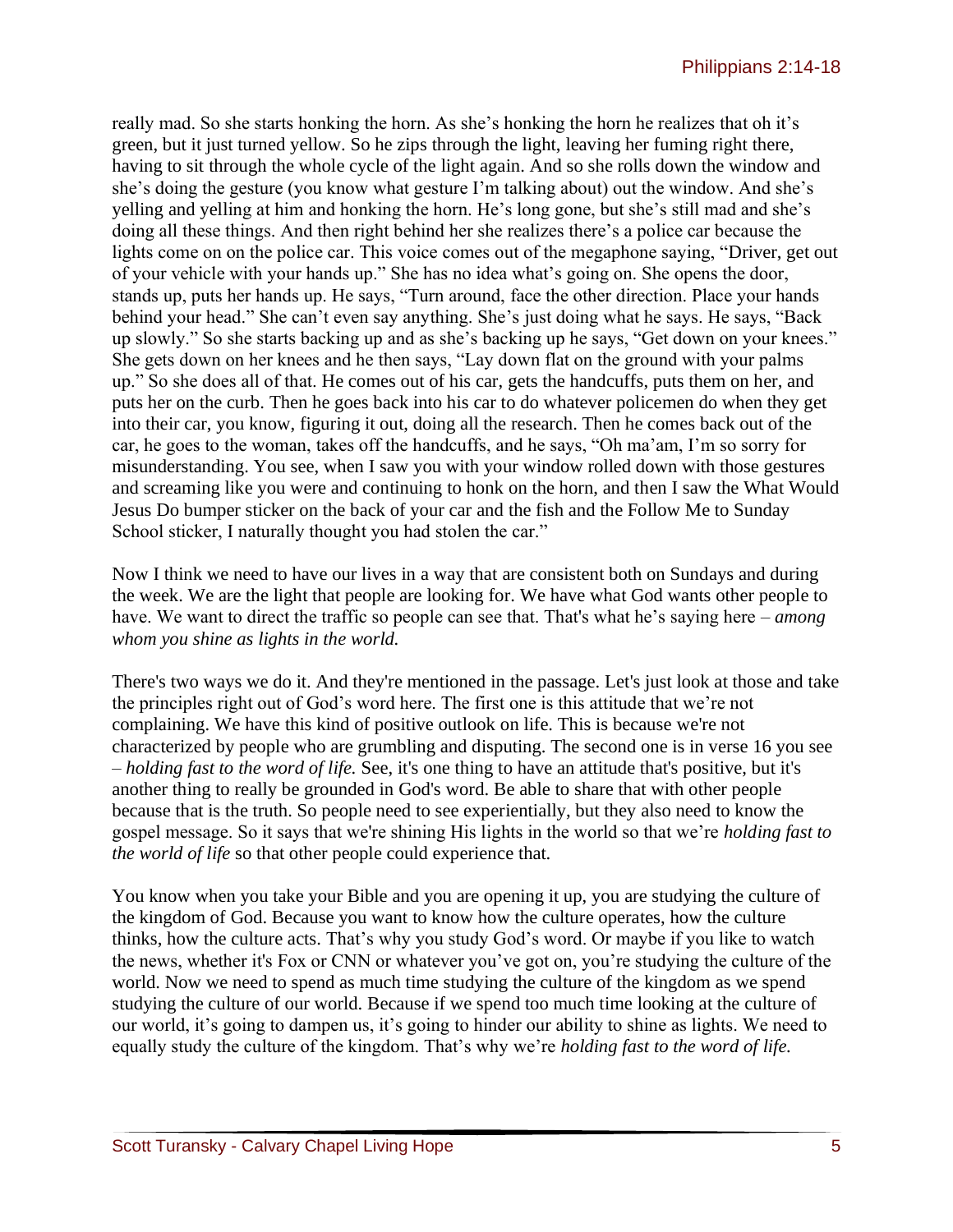really mad. So she starts honking the horn. As she's honking the horn he realizes that oh it's green, but it just turned yellow. So he zips through the light, leaving her fuming right there, having to sit through the whole cycle of the light again. And so she rolls down the window and she's doing the gesture (you know what gesture I'm talking about) out the window. And she's yelling and yelling at him and honking the horn. He's long gone, but she's still mad and she's doing all these things. And then right behind her she realizes there's a police car because the lights come on on the police car. This voice comes out of the megaphone saying, "Driver, get out of your vehicle with your hands up." She has no idea what's going on. She opens the door, stands up, puts her hands up. He says, "Turn around, face the other direction. Place your hands behind your head." She can't even say anything. She's just doing what he says. He says, "Back up slowly." So she starts backing up and as she's backing up he says, "Get down on your knees." She gets down on her knees and he then says, "Lay down flat on the ground with your palms up." So she does all of that. He comes out of his car, gets the handcuffs, puts them on her, and puts her on the curb. Then he goes back into his car to do whatever policemen do when they get into their car, you know, figuring it out, doing all the research. Then he comes back out of the car, he goes to the woman, takes off the handcuffs, and he says, "Oh ma'am, I'm so sorry for misunderstanding. You see, when I saw you with your window rolled down with those gestures and screaming like you were and continuing to honk on the horn, and then I saw the What Would Jesus Do bumper sticker on the back of your car and the fish and the Follow Me to Sunday School sticker, I naturally thought you had stolen the car."

Now I think we need to have our lives in a way that are consistent both on Sundays and during the week. We are the light that people are looking for. We have what God wants other people to have. We want to direct the traffic so people can see that. That's what he's saying here – *among whom you shine as lights in the world.*

There's two ways we do it. And they're mentioned in the passage. Let's just look at those and take the principles right out of God's word here. The first one is this attitude that we're not complaining. We have this kind of positive outlook on life. This is because we're not characterized by people who are grumbling and disputing. The second one is in verse 16 you see – *holding fast to the word of life.* See, it's one thing to have an attitude that's positive, but it's another thing to really be grounded in God's word. Be able to share that with other people because that is the truth. So people need to see experientially, but they also need to know the gospel message. So it says that we're shining His lights in the world so that we're *holding fast to the world of life* so that other people could experience that.

You know when you take your Bible and you are opening it up, you are studying the culture of the kingdom of God. Because you want to know how the culture operates, how the culture thinks, how the culture acts. That's why you study God's word. Or maybe if you like to watch the news, whether it's Fox or CNN or whatever you've got on, you're studying the culture of the world. Now we need to spend as much time studying the culture of the kingdom as we spend studying the culture of our world. Because if we spend too much time looking at the culture of our world, it's going to dampen us, it's going to hinder our ability to shine as lights. We need to equally study the culture of the kingdom. That's why we're *holding fast to the word of life.*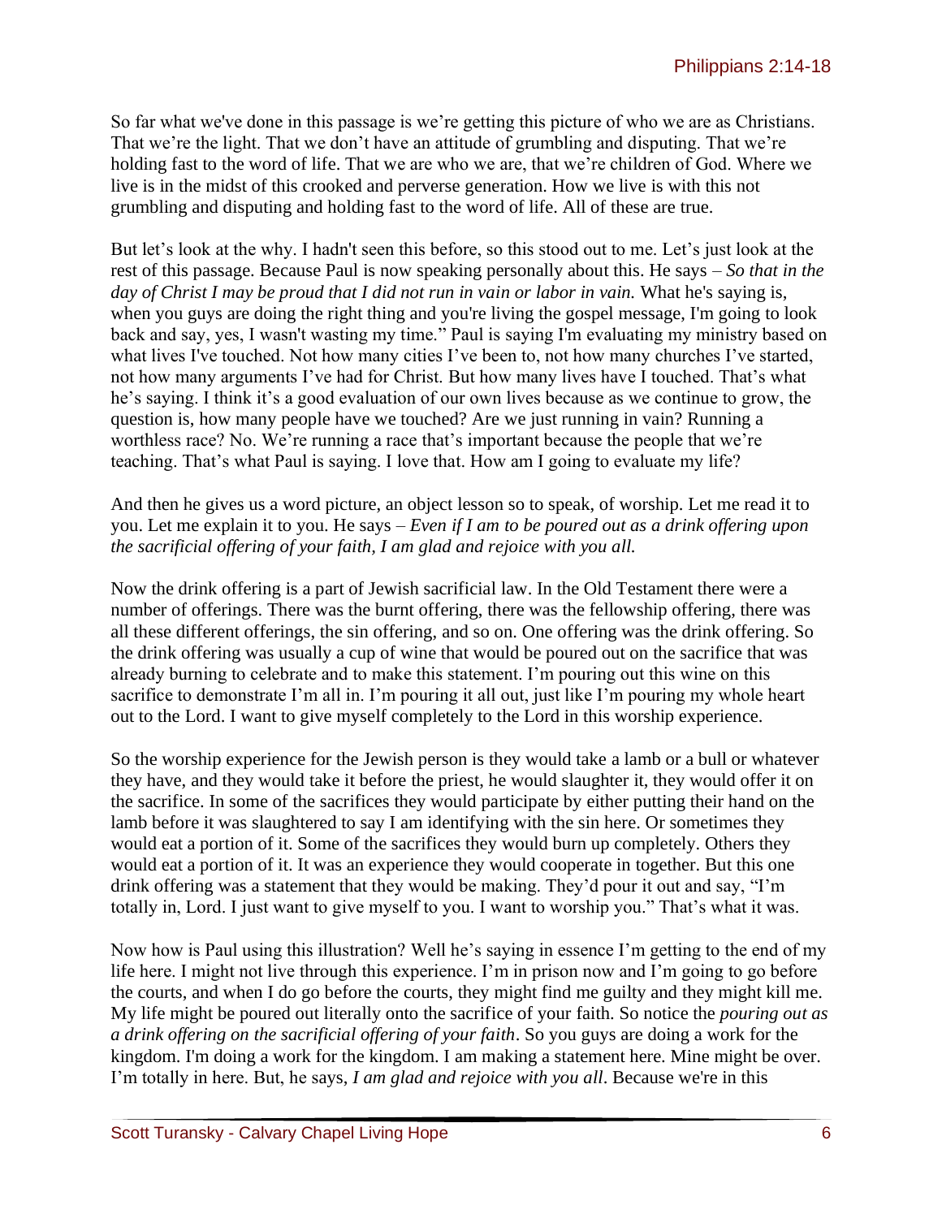So far what we've done in this passage is we're getting this picture of who we are as Christians. That we're the light. That we don't have an attitude of grumbling and disputing. That we're holding fast to the word of life. That we are who we are, that we're children of God. Where we live is in the midst of this crooked and perverse generation. How we live is with this not grumbling and disputing and holding fast to the word of life. All of these are true.

But let's look at the why. I hadn't seen this before, so this stood out to me. Let's just look at the rest of this passage. Because Paul is now speaking personally about this. He says – *So that in the day of Christ I may be proud that I did not run in vain or labor in vain.* What he's saying is, when you guys are doing the right thing and you're living the gospel message, I'm going to look back and say, yes, I wasn't wasting my time." Paul is saying I'm evaluating my ministry based on what lives I've touched. Not how many cities I've been to, not how many churches I've started, not how many arguments I've had for Christ. But how many lives have I touched. That's what he's saying. I think it's a good evaluation of our own lives because as we continue to grow, the question is, how many people have we touched? Are we just running in vain? Running a worthless race? No. We're running a race that's important because the people that we're teaching. That's what Paul is saying. I love that. How am I going to evaluate my life?

And then he gives us a word picture, an object lesson so to speak, of worship. Let me read it to you. Let me explain it to you. He says – *Even if I am to be poured out as a drink offering upon the sacrificial offering of your faith, I am glad and rejoice with you all.*

Now the drink offering is a part of Jewish sacrificial law. In the Old Testament there were a number of offerings. There was the burnt offering, there was the fellowship offering, there was all these different offerings, the sin offering, and so on. One offering was the drink offering. So the drink offering was usually a cup of wine that would be poured out on the sacrifice that was already burning to celebrate and to make this statement. I'm pouring out this wine on this sacrifice to demonstrate I'm all in. I'm pouring it all out, just like I'm pouring my whole heart out to the Lord. I want to give myself completely to the Lord in this worship experience.

So the worship experience for the Jewish person is they would take a lamb or a bull or whatever they have, and they would take it before the priest, he would slaughter it, they would offer it on the sacrifice. In some of the sacrifices they would participate by either putting their hand on the lamb before it was slaughtered to say I am identifying with the sin here. Or sometimes they would eat a portion of it. Some of the sacrifices they would burn up completely. Others they would eat a portion of it. It was an experience they would cooperate in together. But this one drink offering was a statement that they would be making. They'd pour it out and say, "I'm totally in, Lord. I just want to give myself to you. I want to worship you." That's what it was.

Now how is Paul using this illustration? Well he's saying in essence I'm getting to the end of my life here. I might not live through this experience. I'm in prison now and I'm going to go before the courts, and when I do go before the courts, they might find me guilty and they might kill me. My life might be poured out literally onto the sacrifice of your faith. So notice the *pouring out as a drink offering on the sacrificial offering of your faith*. So you guys are doing a work for the kingdom. I'm doing a work for the kingdom. I am making a statement here. Mine might be over. I'm totally in here. But, he says, *I am glad and rejoice with you all*. Because we're in this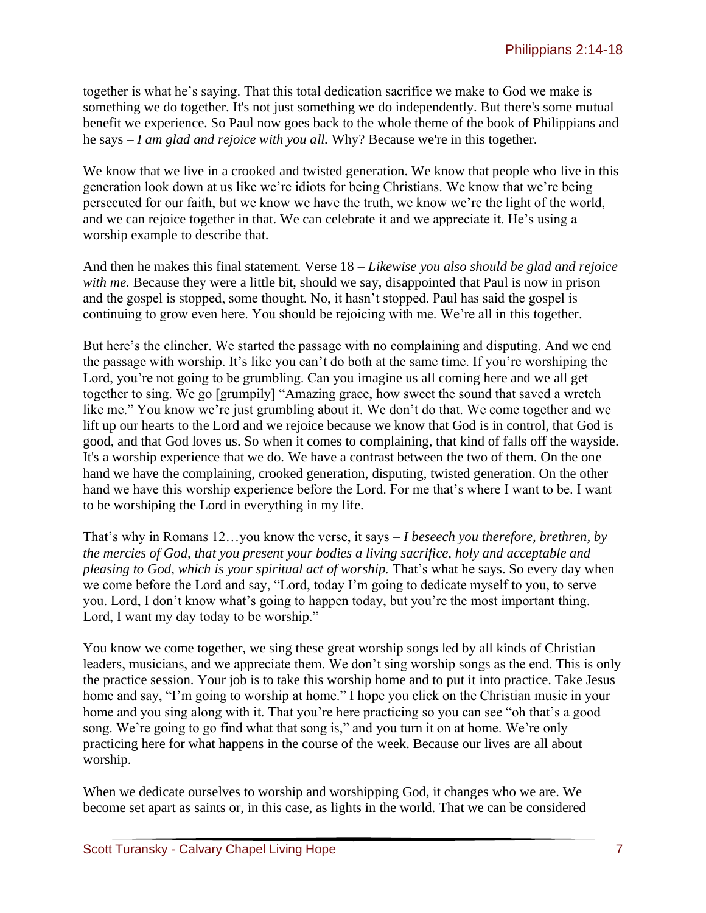together is what he's saying. That this total dedication sacrifice we make to God we make is something we do together. It's not just something we do independently. But there's some mutual benefit we experience. So Paul now goes back to the whole theme of the book of Philippians and he says – *I am glad and rejoice with you all.* Why? Because we're in this together.

We know that we live in a crooked and twisted generation. We know that people who live in this generation look down at us like we're idiots for being Christians. We know that we're being persecuted for our faith, but we know we have the truth, we know we're the light of the world, and we can rejoice together in that. We can celebrate it and we appreciate it. He's using a worship example to describe that.

And then he makes this final statement. Verse 18 – *Likewise you also should be glad and rejoice with me.* Because they were a little bit, should we say, disappointed that Paul is now in prison and the gospel is stopped, some thought. No, it hasn't stopped. Paul has said the gospel is continuing to grow even here. You should be rejoicing with me. We're all in this together.

But here's the clincher. We started the passage with no complaining and disputing. And we end the passage with worship. It's like you can't do both at the same time. If you're worshiping the Lord, you're not going to be grumbling. Can you imagine us all coming here and we all get together to sing. We go [grumpily] "Amazing grace, how sweet the sound that saved a wretch like me." You know we're just grumbling about it. We don't do that. We come together and we lift up our hearts to the Lord and we rejoice because we know that God is in control, that God is good, and that God loves us. So when it comes to complaining, that kind of falls off the wayside. It's a worship experience that we do. We have a contrast between the two of them. On the one hand we have the complaining, crooked generation, disputing, twisted generation. On the other hand we have this worship experience before the Lord. For me that's where I want to be. I want to be worshiping the Lord in everything in my life.

That's why in Romans 12…you know the verse, it says – *I beseech you therefore, brethren, by the mercies of God, that you present your bodies a living sacrifice, holy and acceptable and pleasing to God, which is your spiritual act of worship.* That's what he says. So every day when we come before the Lord and say, "Lord, today I'm going to dedicate myself to you, to serve you. Lord, I don't know what's going to happen today, but you're the most important thing. Lord, I want my day today to be worship."

You know we come together, we sing these great worship songs led by all kinds of Christian leaders, musicians, and we appreciate them. We don't sing worship songs as the end. This is only the practice session. Your job is to take this worship home and to put it into practice. Take Jesus home and say, "I'm going to worship at home." I hope you click on the Christian music in your home and you sing along with it. That you're here practicing so you can see "oh that's a good song. We're going to go find what that song is," and you turn it on at home. We're only practicing here for what happens in the course of the week. Because our lives are all about worship.

When we dedicate ourselves to worship and worshipping God, it changes who we are. We become set apart as saints or, in this case, as lights in the world. That we can be considered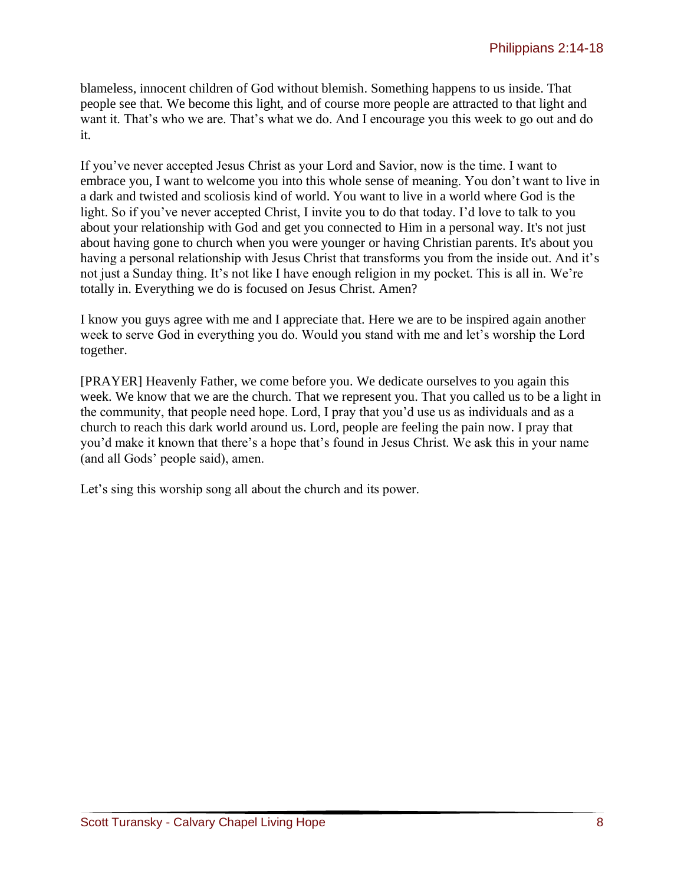blameless, innocent children of God without blemish. Something happens to us inside. That people see that. We become this light, and of course more people are attracted to that light and want it. That's who we are. That's what we do. And I encourage you this week to go out and do it.

If you've never accepted Jesus Christ as your Lord and Savior, now is the time. I want to embrace you, I want to welcome you into this whole sense of meaning. You don't want to live in a dark and twisted and scoliosis kind of world. You want to live in a world where God is the light. So if you've never accepted Christ, I invite you to do that today. I'd love to talk to you about your relationship with God and get you connected to Him in a personal way. It's not just about having gone to church when you were younger or having Christian parents. It's about you having a personal relationship with Jesus Christ that transforms you from the inside out. And it's not just a Sunday thing. It's not like I have enough religion in my pocket. This is all in. We're totally in. Everything we do is focused on Jesus Christ. Amen?

I know you guys agree with me and I appreciate that. Here we are to be inspired again another week to serve God in everything you do. Would you stand with me and let's worship the Lord together.

[PRAYER] Heavenly Father, we come before you. We dedicate ourselves to you again this week. We know that we are the church. That we represent you. That you called us to be a light in the community, that people need hope. Lord, I pray that you'd use us as individuals and as a church to reach this dark world around us. Lord, people are feeling the pain now. I pray that you'd make it known that there's a hope that's found in Jesus Christ. We ask this in your name (and all Gods' people said), amen.

Let's sing this worship song all about the church and its power.